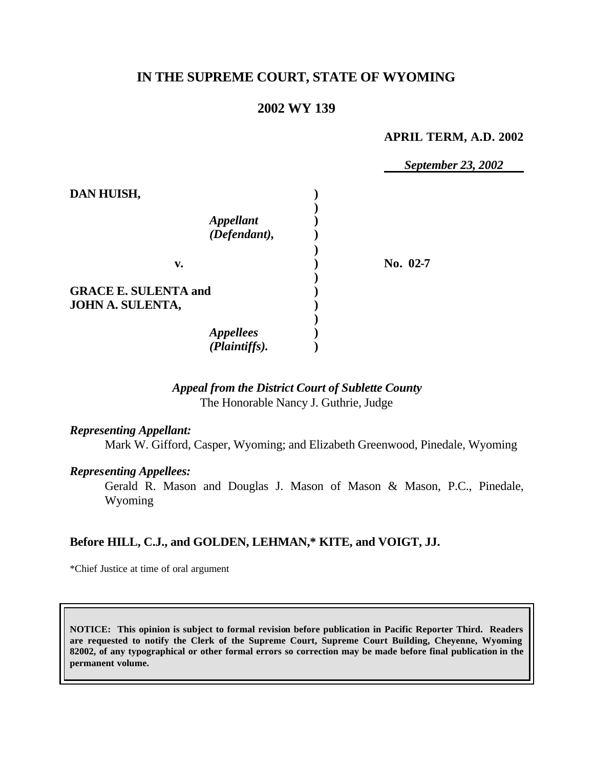# IN THE SUPREME COURT, STATE OF WYOMING

## 2002 WY 139

**APRIL TERM, A.D. 2002**

*September 23, 2002*

| | | |
|---|---|---|
| **DAN HUISH,** *Appellant (Defendant),* | ) | |
| **v.** | ) | **No. 02-7** |
| **GRACE E. SULENTA and JOHN A. SULENTA,** *Appellees (Plaintiffs).* | ) | |

*Appeal from the District Court of Sublette County*
The Honorable Nancy J. Guthrie, Judge

***Representing Appellant:***
Mark W. Gifford, Casper, Wyoming; and Elizabeth Greenwood, Pinedale, Wyoming

***Representing Appellees:***
Gerald R. Mason and Douglas J. Mason of Mason & Mason, P.C., Pinedale, Wyoming

**Before HILL, C.J., and GOLDEN, LEHMAN,\* KITE, and VOIGT, JJ.**

\*Chief Justice at time of oral argument

**NOTICE: This opinion is subject to formal revision before publication in Pacific Reporter Third. Readers are requested to notify the Clerk of the Supreme Court, Supreme Court Building, Cheyenne, Wyoming 82002, of any typographical or other formal errors so correction may be made before final publication in the permanent volume.**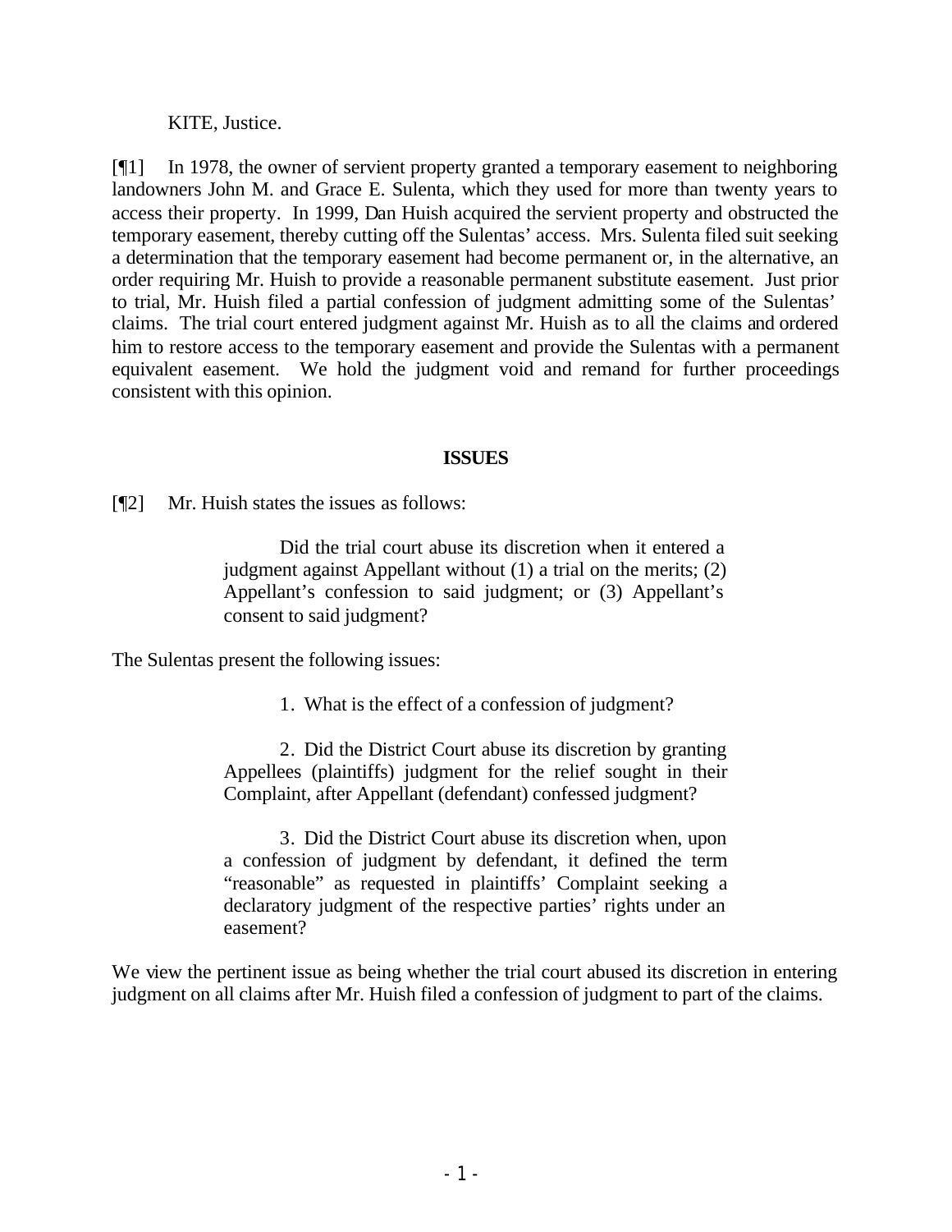KITE, Justice.

[¶1] In 1978, the owner of servient property granted a temporary easement to neighboring landowners John M. and Grace E. Sulenta, which they used for more than twenty years to access their property. In 1999, Dan Huish acquired the servient property and obstructed the temporary easement, thereby cutting off the Sulentas' access. Mrs. Sulenta filed suit seeking a determination that the temporary easement had become permanent or, in the alternative, an order requiring Mr. Huish to provide a reasonable permanent substitute easement. Just prior to trial, Mr. Huish filed a partial confession of judgment admitting some of the Sulentas' claims. The trial court entered judgment against Mr. Huish as to all the claims and ordered him to restore access to the temporary easement and provide the Sulentas with a permanent equivalent easement. We hold the judgment void and remand for further proceedings consistent with this opinion.

## ISSUES

[¶2] Mr. Huish states the issues as follows:

> Did the trial court abuse its discretion when it entered a judgment against Appellant without (1) a trial on the merits; (2) Appellant's confession to said judgment; or (3) Appellant's consent to said judgment?

The Sulentas present the following issues:

> 1. What is the effect of a confession of judgment?
>
> 2. Did the District Court abuse its discretion by granting Appellees (plaintiffs) judgment for the relief sought in their Complaint, after Appellant (defendant) confessed judgment?
>
> 3. Did the District Court abuse its discretion when, upon a confession of judgment by defendant, it defined the term "reasonable" as requested in plaintiffs' Complaint seeking a declaratory judgment of the respective parties' rights under an easement?

We view the pertinent issue as being whether the trial court abused its discretion in entering judgment on all claims after Mr. Huish filed a confession of judgment to part of the claims.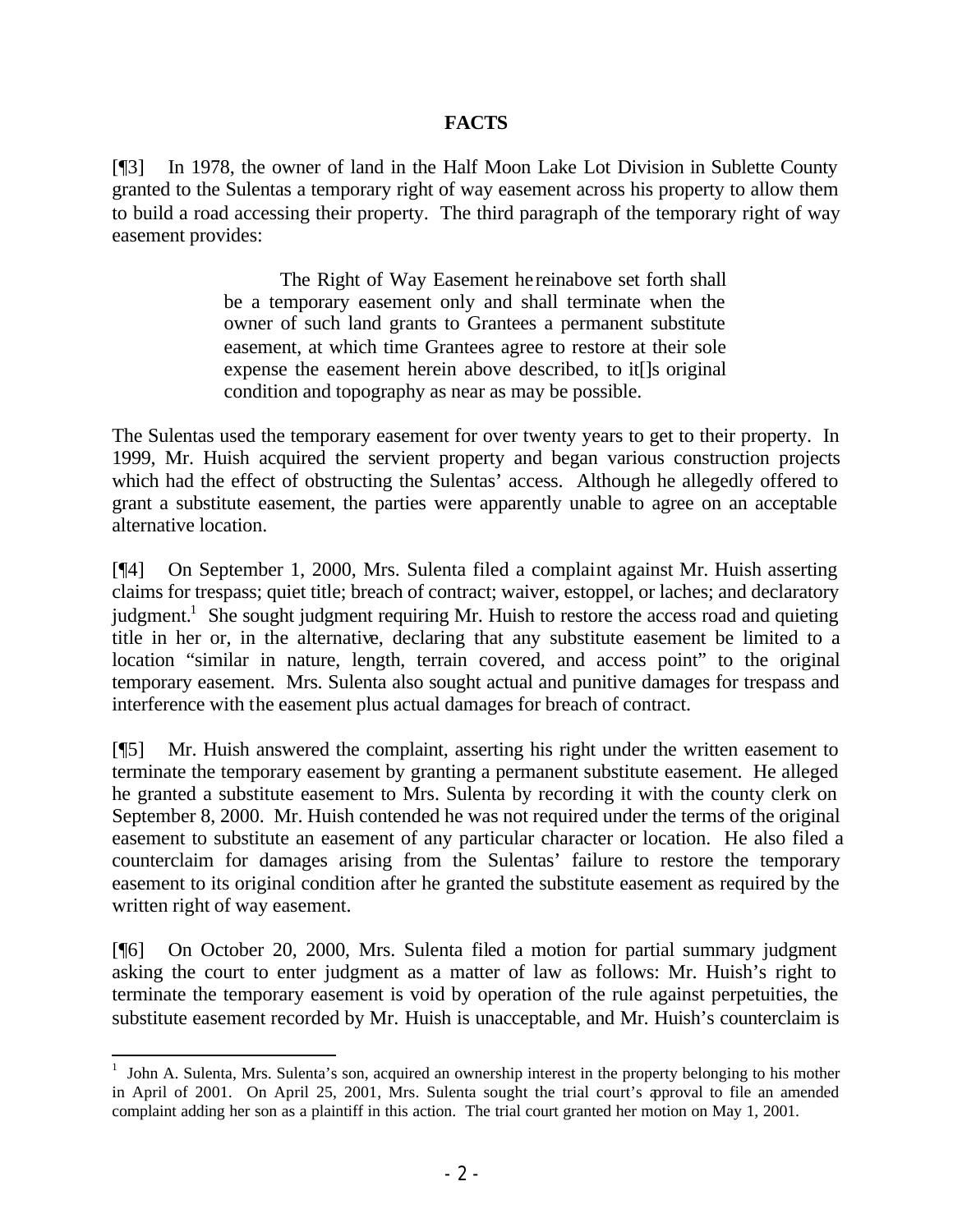## FACTS

[¶3] In 1978, the owner of land in the Half Moon Lake Lot Division in Sublette County granted to the Sulentas a temporary right of way easement across his property to allow them to build a road accessing their property. The third paragraph of the temporary right of way easement provides:

> The Right of Way Easement hereinabove set forth shall be a temporary easement only and shall terminate when the owner of such land grants to Grantees a permanent substitute easement, at which time Grantees agree to restore at their sole expense the easement herein above described, to it[]s original condition and topography as near as may be possible.

The Sulentas used the temporary easement for over twenty years to get to their property. In 1999, Mr. Huish acquired the servient property and began various construction projects which had the effect of obstructing the Sulentas' access. Although he allegedly offered to grant a substitute easement, the parties were apparently unable to agree on an acceptable alternative location.

[¶4] On September 1, 2000, Mrs. Sulenta filed a complaint against Mr. Huish asserting claims for trespass; quiet title; breach of contract; waiver, estoppel, or laches; and declaratory judgment.[1] She sought judgment requiring Mr. Huish to restore the access road and quieting title in her or, in the alternative, declaring that any substitute easement be limited to a location "similar in nature, length, terrain covered, and access point" to the original temporary easement. Mrs. Sulenta also sought actual and punitive damages for trespass and interference with the easement plus actual damages for breach of contract.

[¶5] Mr. Huish answered the complaint, asserting his right under the written easement to terminate the temporary easement by granting a permanent substitute easement. He alleged he granted a substitute easement to Mrs. Sulenta by recording it with the county clerk on September 8, 2000. Mr. Huish contended he was not required under the terms of the original easement to substitute an easement of any particular character or location. He also filed a counterclaim for damages arising from the Sulentas' failure to restore the temporary easement to its original condition after he granted the substitute easement as required by the written right of way easement.

[¶6] On October 20, 2000, Mrs. Sulenta filed a motion for partial summary judgment asking the court to enter judgment as a matter of law as follows: Mr. Huish's right to terminate the temporary easement is void by operation of the rule against perpetuities, the substitute easement recorded by Mr. Huish is unacceptable, and Mr. Huish's counterclaim is

---

[1] John A. Sulenta, Mrs. Sulenta's son, acquired an ownership interest in the property belonging to his mother in April of 2001. On April 25, 2001, Mrs. Sulenta sought the trial court's approval to file an amended complaint adding her son as a plaintiff in this action. The trial court granted her motion on May 1, 2001.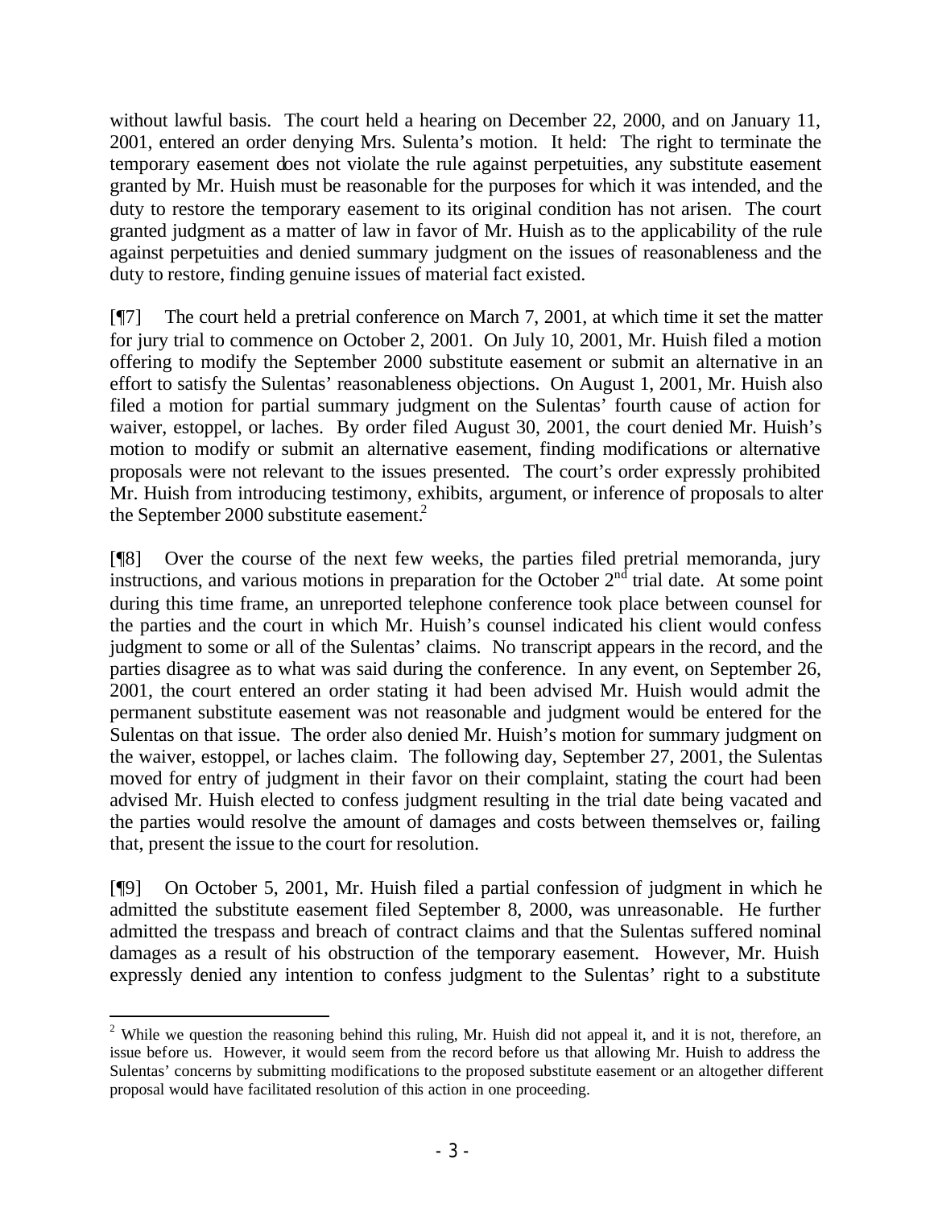without lawful basis. The court held a hearing on December 22, 2000, and on January 11, 2001, entered an order denying Mrs. Sulenta's motion. It held: The right to terminate the temporary easement does not violate the rule against perpetuities, any substitute easement granted by Mr. Huish must be reasonable for the purposes for which it was intended, and the duty to restore the temporary easement to its original condition has not arisen. The court granted judgment as a matter of law in favor of Mr. Huish as to the applicability of the rule against perpetuities and denied summary judgment on the issues of reasonableness and the duty to restore, finding genuine issues of material fact existed.

[¶7] The court held a pretrial conference on March 7, 2001, at which time it set the matter for jury trial to commence on October 2, 2001. On July 10, 2001, Mr. Huish filed a motion offering to modify the September 2000 substitute easement or submit an alternative in an effort to satisfy the Sulentas' reasonableness objections. On August 1, 2001, Mr. Huish also filed a motion for partial summary judgment on the Sulentas' fourth cause of action for waiver, estoppel, or laches. By order filed August 30, 2001, the court denied Mr. Huish's motion to modify or submit an alternative easement, finding modifications or alternative proposals were not relevant to the issues presented. The court's order expressly prohibited Mr. Huish from introducing testimony, exhibits, argument, or inference of proposals to alter the September 2000 substitute easement.[2]

[¶8] Over the course of the next few weeks, the parties filed pretrial memoranda, jury instructions, and various motions in preparation for the October 2nd trial date. At some point during this time frame, an unreported telephone conference took place between counsel for the parties and the court in which Mr. Huish's counsel indicated his client would confess judgment to some or all of the Sulentas' claims. No transcript appears in the record, and the parties disagree as to what was said during the conference. In any event, on September 26, 2001, the court entered an order stating it had been advised Mr. Huish would admit the permanent substitute easement was not reasonable and judgment would be entered for the Sulentas on that issue. The order also denied Mr. Huish's motion for summary judgment on the waiver, estoppel, or laches claim. The following day, September 27, 2001, the Sulentas moved for entry of judgment in their favor on their complaint, stating the court had been advised Mr. Huish elected to confess judgment resulting in the trial date being vacated and the parties would resolve the amount of damages and costs between themselves or, failing that, present the issue to the court for resolution.

[¶9] On October 5, 2001, Mr. Huish filed a partial confession of judgment in which he admitted the substitute easement filed September 8, 2000, was unreasonable. He further admitted the trespass and breach of contract claims and that the Sulentas suffered nominal damages as a result of his obstruction of the temporary easement. However, Mr. Huish expressly denied any intention to confess judgment to the Sulentas' right to a substitute

---

[2] While we question the reasoning behind this ruling, Mr. Huish did not appeal it, and it is not, therefore, an issue before us. However, it would seem from the record before us that allowing Mr. Huish to address the Sulentas' concerns by submitting modifications to the proposed substitute easement or an altogether different proposal would have facilitated resolution of this action in one proceeding.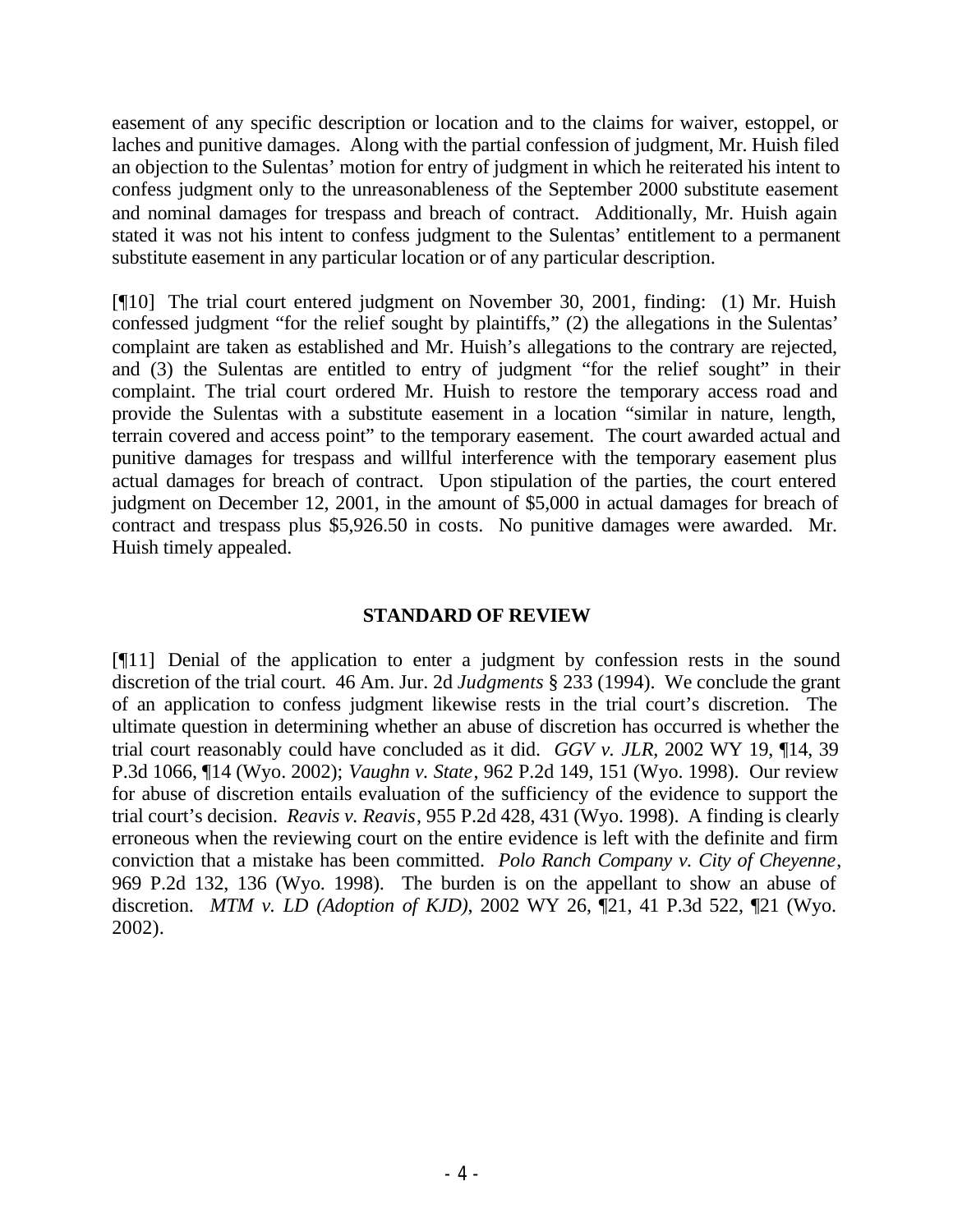easement of any specific description or location and to the claims for waiver, estoppel, or laches and punitive damages. Along with the partial confession of judgment, Mr. Huish filed an objection to the Sulentas' motion for entry of judgment in which he reiterated his intent to confess judgment only to the unreasonableness of the September 2000 substitute easement and nominal damages for trespass and breach of contract. Additionally, Mr. Huish again stated it was not his intent to confess judgment to the Sulentas' entitlement to a permanent substitute easement in any particular location or of any particular description.

[¶10] The trial court entered judgment on November 30, 2001, finding: (1) Mr. Huish confessed judgment "for the relief sought by plaintiffs," (2) the allegations in the Sulentas' complaint are taken as established and Mr. Huish's allegations to the contrary are rejected, and (3) the Sulentas are entitled to entry of judgment "for the relief sought" in their complaint. The trial court ordered Mr. Huish to restore the temporary access road and provide the Sulentas with a substitute easement in a location "similar in nature, length, terrain covered and access point" to the temporary easement. The court awarded actual and punitive damages for trespass and willful interference with the temporary easement plus actual damages for breach of contract. Upon stipulation of the parties, the court entered judgment on December 12, 2001, in the amount of $5,000 in actual damages for breach of contract and trespass plus $5,926.50 in costs. No punitive damages were awarded. Mr. Huish timely appealed.

## STANDARD OF REVIEW

[¶11] Denial of the application to enter a judgment by confession rests in the sound discretion of the trial court. 46 Am. Jur. 2d *Judgments* § 233 (1994). We conclude the grant of an application to confess judgment likewise rests in the trial court's discretion. The ultimate question in determining whether an abuse of discretion has occurred is whether the trial court reasonably could have concluded as it did. *GGV v. JLR*, 2002 WY 19, ¶14, 39 P.3d 1066, ¶14 (Wyo. 2002); *Vaughn v. State*, 962 P.2d 149, 151 (Wyo. 1998). Our review for abuse of discretion entails evaluation of the sufficiency of the evidence to support the trial court's decision. *Reavis v. Reavis*, 955 P.2d 428, 431 (Wyo. 1998). A finding is clearly erroneous when the reviewing court on the entire evidence is left with the definite and firm conviction that a mistake has been committed. *Polo Ranch Company v. City of Cheyenne*, 969 P.2d 132, 136 (Wyo. 1998). The burden is on the appellant to show an abuse of discretion. *MTM v. LD (Adoption of KJD)*, 2002 WY 26, ¶21, 41 P.3d 522, ¶21 (Wyo. 2002).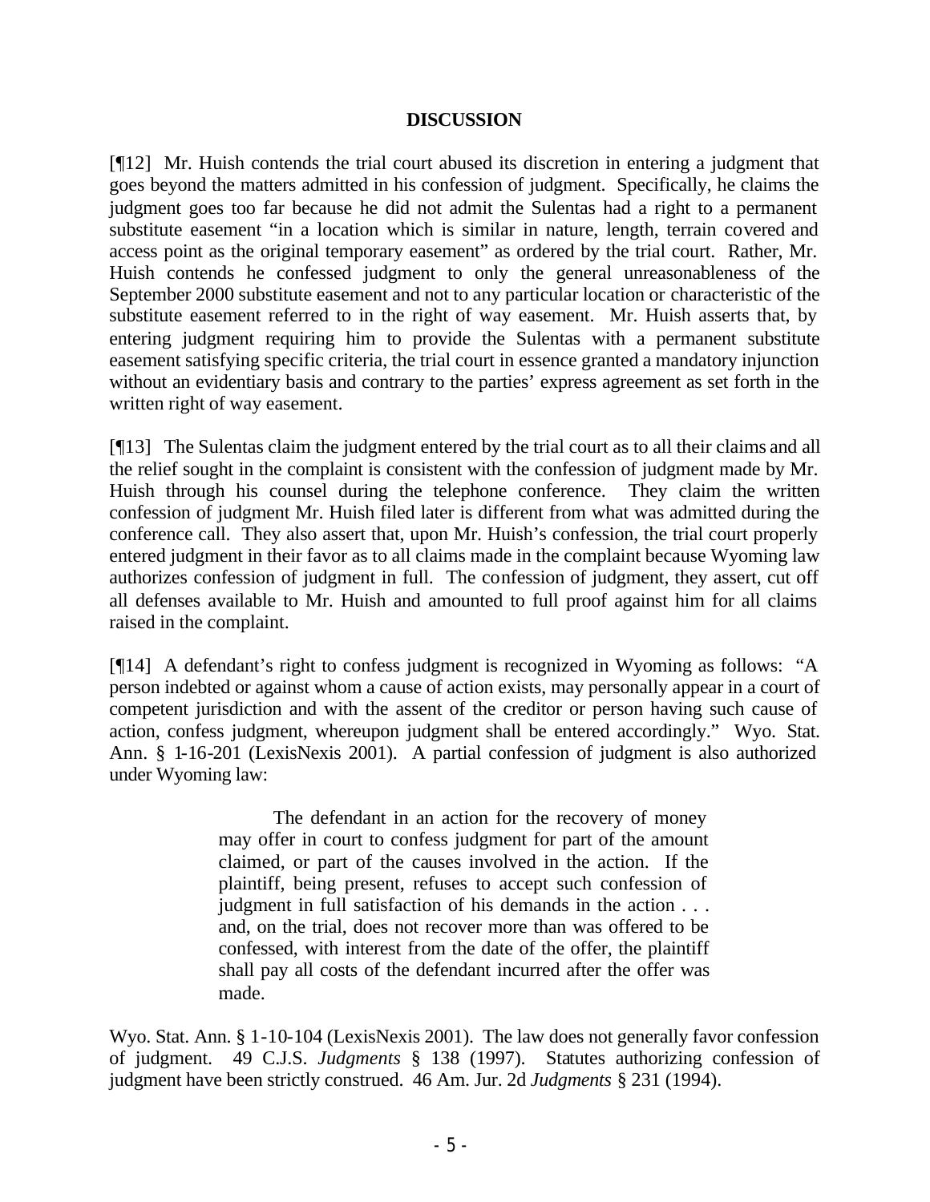## DISCUSSION

[¶12] Mr. Huish contends the trial court abused its discretion in entering a judgment that goes beyond the matters admitted in his confession of judgment. Specifically, he claims the judgment goes too far because he did not admit the Sulentas had a right to a permanent substitute easement "in a location which is similar in nature, length, terrain covered and access point as the original temporary easement" as ordered by the trial court. Rather, Mr. Huish contends he confessed judgment to only the general unreasonableness of the September 2000 substitute easement and not to any particular location or characteristic of the substitute easement referred to in the right of way easement. Mr. Huish asserts that, by entering judgment requiring him to provide the Sulentas with a permanent substitute easement satisfying specific criteria, the trial court in essence granted a mandatory injunction without an evidentiary basis and contrary to the parties' express agreement as set forth in the written right of way easement.

[¶13] The Sulentas claim the judgment entered by the trial court as to all their claims and all the relief sought in the complaint is consistent with the confession of judgment made by Mr. Huish through his counsel during the telephone conference. They claim the written confession of judgment Mr. Huish filed later is different from what was admitted during the conference call. They also assert that, upon Mr. Huish's confession, the trial court properly entered judgment in their favor as to all claims made in the complaint because Wyoming law authorizes confession of judgment in full. The confession of judgment, they assert, cut off all defenses available to Mr. Huish and amounted to full proof against him for all claims raised in the complaint.

[¶14] A defendant's right to confess judgment is recognized in Wyoming as follows: "A person indebted or against whom a cause of action exists, may personally appear in a court of competent jurisdiction and with the assent of the creditor or person having such cause of action, confess judgment, whereupon judgment shall be entered accordingly." Wyo. Stat. Ann. § 1-16-201 (LexisNexis 2001). A partial confession of judgment is also authorized under Wyoming law:

> The defendant in an action for the recovery of money may offer in court to confess judgment for part of the amount claimed, or part of the causes involved in the action. If the plaintiff, being present, refuses to accept such confession of judgment in full satisfaction of his demands in the action . . . and, on the trial, does not recover more than was offered to be confessed, with interest from the date of the offer, the plaintiff shall pay all costs of the defendant incurred after the offer was made.

Wyo. Stat. Ann. § 1-10-104 (LexisNexis 2001). The law does not generally favor confession of judgment. 49 C.J.S. *Judgments* § 138 (1997). Statutes authorizing confession of judgment have been strictly construed. 46 Am. Jur. 2d *Judgments* § 231 (1994).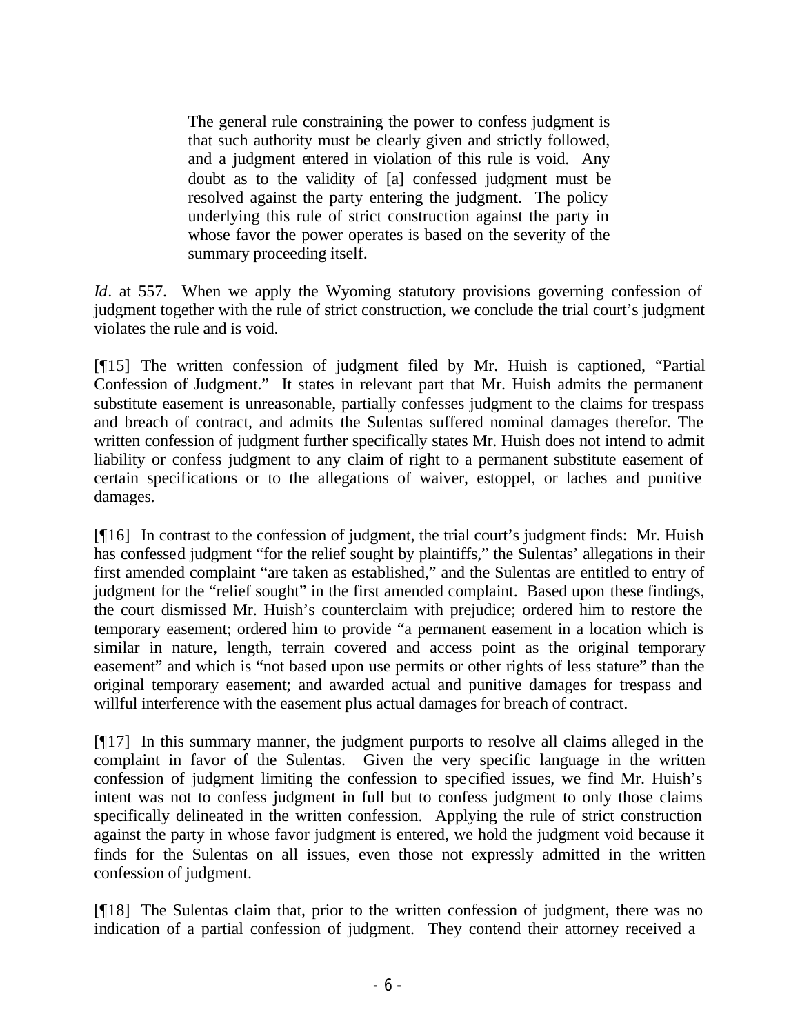> The general rule constraining the power to confess judgment is that such authority must be clearly given and strictly followed, and a judgment entered in violation of this rule is void. Any doubt as to the validity of [a] confessed judgment must be resolved against the party entering the judgment. The policy underlying this rule of strict construction against the party in whose favor the power operates is based on the severity of the summary proceeding itself.

*Id*. at 557. When we apply the Wyoming statutory provisions governing confession of judgment together with the rule of strict construction, we conclude the trial court's judgment violates the rule and is void.

[¶15] The written confession of judgment filed by Mr. Huish is captioned, "Partial Confession of Judgment." It states in relevant part that Mr. Huish admits the permanent substitute easement is unreasonable, partially confesses judgment to the claims for trespass and breach of contract, and admits the Sulentas suffered nominal damages therefor. The written confession of judgment further specifically states Mr. Huish does not intend to admit liability or confess judgment to any claim of right to a permanent substitute easement of certain specifications or to the allegations of waiver, estoppel, or laches and punitive damages.

[¶16] In contrast to the confession of judgment, the trial court's judgment finds: Mr. Huish has confessed judgment "for the relief sought by plaintiffs," the Sulentas' allegations in their first amended complaint "are taken as established," and the Sulentas are entitled to entry of judgment for the "relief sought" in the first amended complaint. Based upon these findings, the court dismissed Mr. Huish's counterclaim with prejudice; ordered him to restore the temporary easement; ordered him to provide "a permanent easement in a location which is similar in nature, length, terrain covered and access point as the original temporary easement" and which is "not based upon use permits or other rights of less stature" than the original temporary easement; and awarded actual and punitive damages for trespass and willful interference with the easement plus actual damages for breach of contract.

[¶17] In this summary manner, the judgment purports to resolve all claims alleged in the complaint in favor of the Sulentas. Given the very specific language in the written confession of judgment limiting the confession to specified issues, we find Mr. Huish's intent was not to confess judgment in full but to confess judgment to only those claims specifically delineated in the written confession. Applying the rule of strict construction against the party in whose favor judgment is entered, we hold the judgment void because it finds for the Sulentas on all issues, even those not expressly admitted in the written confession of judgment.

[¶18] The Sulentas claim that, prior to the written confession of judgment, there was no indication of a partial confession of judgment. They contend their attorney received a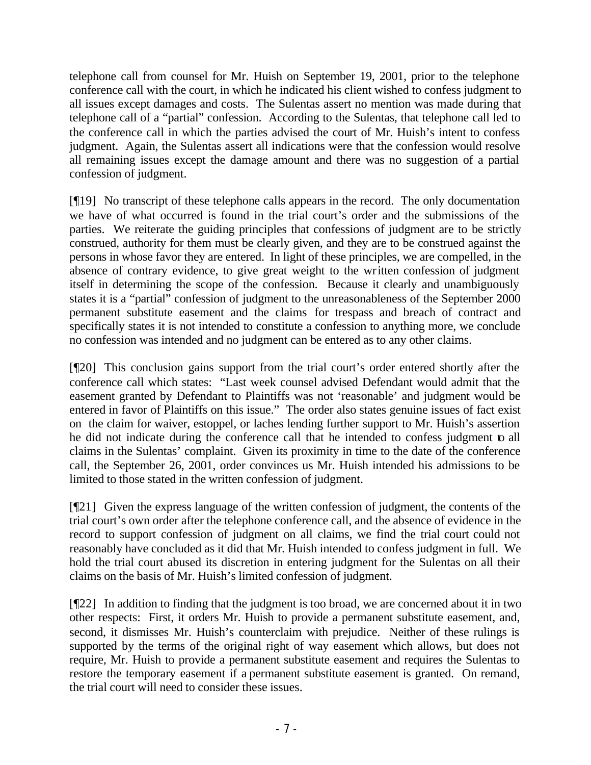telephone call from counsel for Mr. Huish on September 19, 2001, prior to the telephone conference call with the court, in which he indicated his client wished to confess judgment to all issues except damages and costs. The Sulentas assert no mention was made during that telephone call of a "partial" confession. According to the Sulentas, that telephone call led to the conference call in which the parties advised the court of Mr. Huish's intent to confess judgment. Again, the Sulentas assert all indications were that the confession would resolve all remaining issues except the damage amount and there was no suggestion of a partial confession of judgment.

[¶19] No transcript of these telephone calls appears in the record. The only documentation we have of what occurred is found in the trial court's order and the submissions of the parties. We reiterate the guiding principles that confessions of judgment are to be strictly construed, authority for them must be clearly given, and they are to be construed against the persons in whose favor they are entered. In light of these principles, we are compelled, in the absence of contrary evidence, to give great weight to the written confession of judgment itself in determining the scope of the confession. Because it clearly and unambiguously states it is a "partial" confession of judgment to the unreasonableness of the September 2000 permanent substitute easement and the claims for trespass and breach of contract and specifically states it is not intended to constitute a confession to anything more, we conclude no confession was intended and no judgment can be entered as to any other claims.

[¶20] This conclusion gains support from the trial court's order entered shortly after the conference call which states: "Last week counsel advised Defendant would admit that the easement granted by Defendant to Plaintiffs was not 'reasonable' and judgment would be entered in favor of Plaintiffs on this issue." The order also states genuine issues of fact exist on the claim for waiver, estoppel, or laches lending further support to Mr. Huish's assertion he did not indicate during the conference call that he intended to confess judgment to all claims in the Sulentas' complaint. Given its proximity in time to the date of the conference call, the September 26, 2001, order convinces us Mr. Huish intended his admissions to be limited to those stated in the written confession of judgment.

[¶21] Given the express language of the written confession of judgment, the contents of the trial court's own order after the telephone conference call, and the absence of evidence in the record to support confession of judgment on all claims, we find the trial court could not reasonably have concluded as it did that Mr. Huish intended to confess judgment in full. We hold the trial court abused its discretion in entering judgment for the Sulentas on all their claims on the basis of Mr. Huish's limited confession of judgment.

[¶22] In addition to finding that the judgment is too broad, we are concerned about it in two other respects: First, it orders Mr. Huish to provide a permanent substitute easement, and, second, it dismisses Mr. Huish's counterclaim with prejudice. Neither of these rulings is supported by the terms of the original right of way easement which allows, but does not require, Mr. Huish to provide a permanent substitute easement and requires the Sulentas to restore the temporary easement if a permanent substitute easement is granted. On remand, the trial court will need to consider these issues.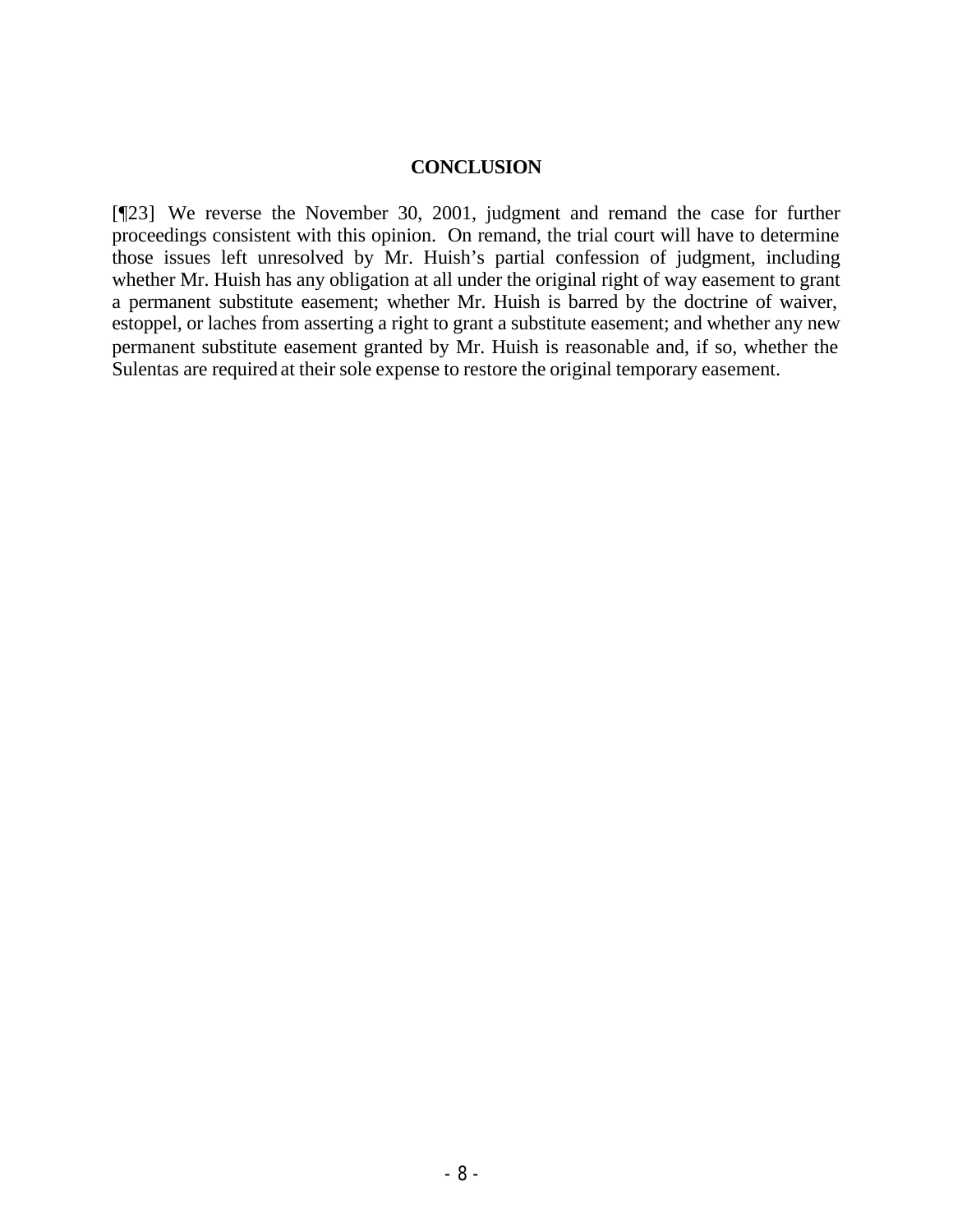## CONCLUSION

[¶23] We reverse the November 30, 2001, judgment and remand the case for further proceedings consistent with this opinion. On remand, the trial court will have to determine those issues left unresolved by Mr. Huish's partial confession of judgment, including whether Mr. Huish has any obligation at all under the original right of way easement to grant a permanent substitute easement; whether Mr. Huish is barred by the doctrine of waiver, estoppel, or laches from asserting a right to grant a substitute easement; and whether any new permanent substitute easement granted by Mr. Huish is reasonable and, if so, whether the Sulentas are required at their sole expense to restore the original temporary easement.